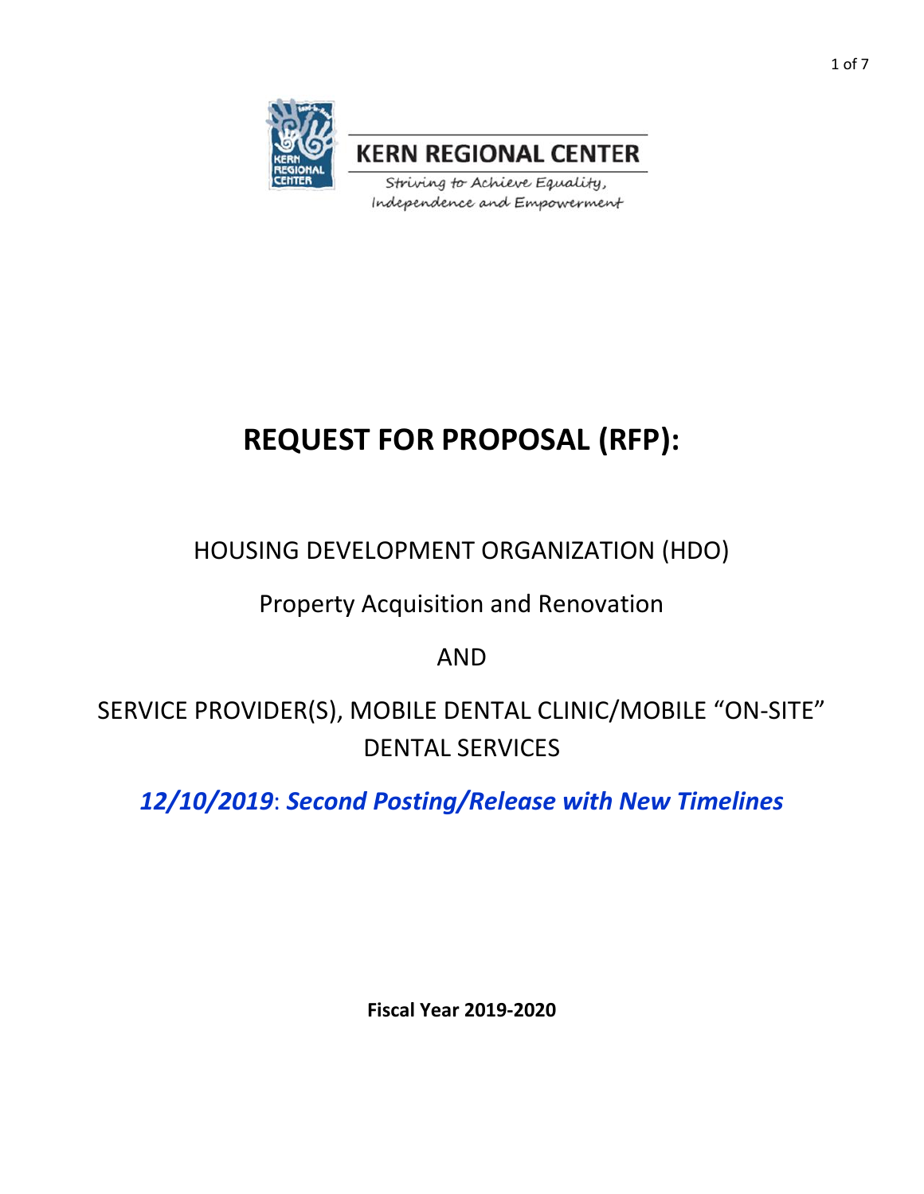KERN REGIONAL CENTER

*Striving to Achieve Equality, Independence and Empowerment*

# REQUEST FOR PROPOSAL (RFP):

HOUSING DEVELOPMENT ORGANIZATION (HDO)

Property Acquisition and Renovation

AND

SERVICE PROVIDER(S), MOBILE DENTAL CLINIC/MOBILE "ON-SITE" DENTAL SERVICES

***12/10/2019*: *Second Posting/Release with New Timelines***

**Fiscal Year 2019-2020**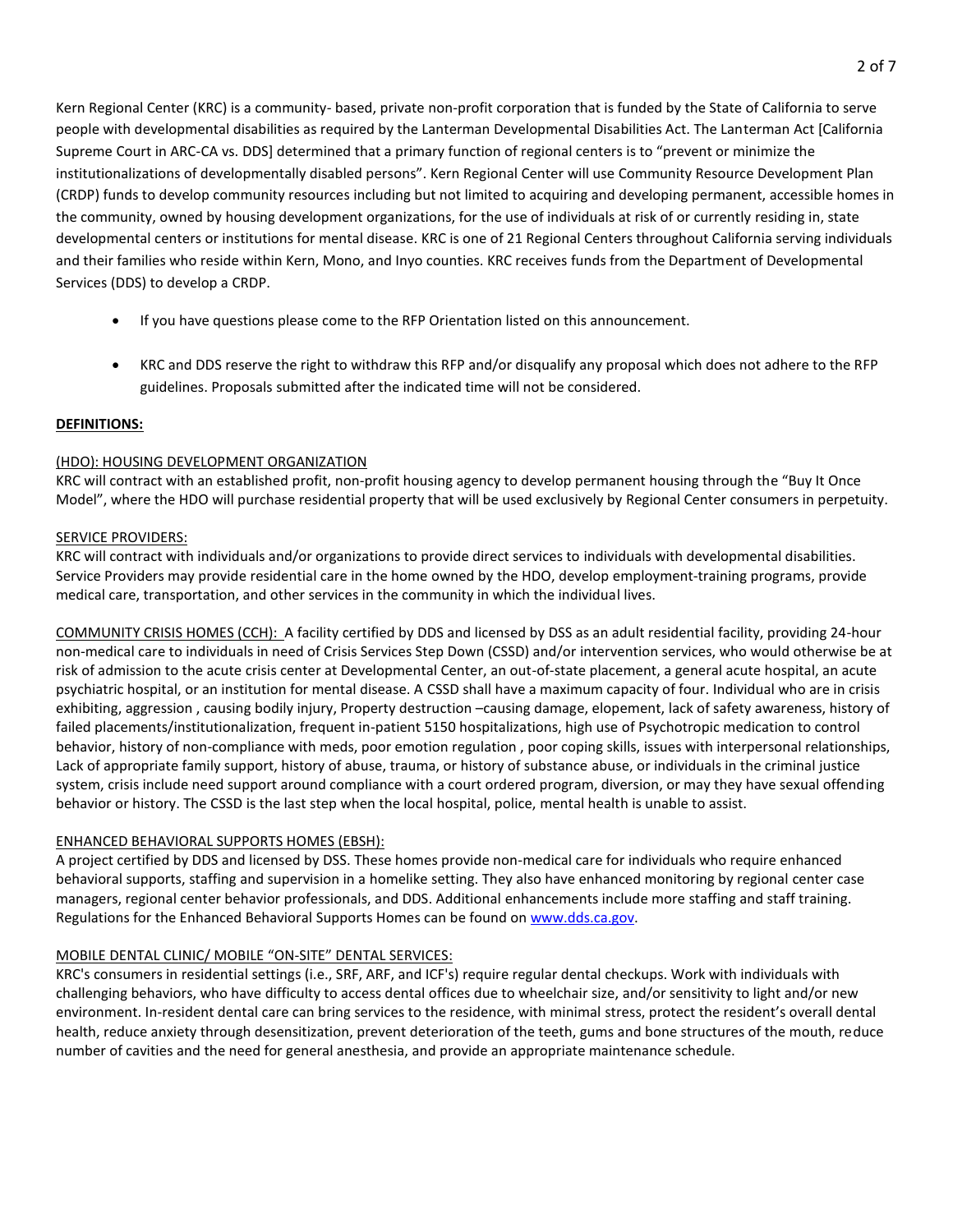Kern Regional Center (KRC) is a community- based, private non-profit corporation that is funded by the State of California to serve people with developmental disabilities as required by the Lanterman Developmental Disabilities Act. The Lanterman Act [California Supreme Court in ARC-CA vs. DDS] determined that a primary function of regional centers is to "prevent or minimize the institutionalizations of developmentally disabled persons". Kern Regional Center will use Community Resource Development Plan (CRDP) funds to develop community resources including but not limited to acquiring and developing permanent, accessible homes in the community, owned by housing development organizations, for the use of individuals at risk of or currently residing in, state developmental centers or institutions for mental disease. KRC is one of 21 Regional Centers throughout California serving individuals and their families who reside within Kern, Mono, and Inyo counties. KRC receives funds from the Department of Developmental Services (DDS) to develop a CRDP.

- If you have questions please come to the RFP Orientation listed on this announcement.
- KRC and DDS reserve the right to withdraw this RFP and/or disqualify any proposal which does not adhere to the RFP guidelines. Proposals submitted after the indicated time will not be considered.

**DEFINITIONS:**

(HDO): HOUSING DEVELOPMENT ORGANIZATION

KRC will contract with an established profit, non-profit housing agency to develop permanent housing through the "Buy It Once Model", where the HDO will purchase residential property that will be used exclusively by Regional Center consumers in perpetuity.

SERVICE PROVIDERS:

KRC will contract with individuals and/or organizations to provide direct services to individuals with developmental disabilities. Service Providers may provide residential care in the home owned by the HDO, develop employment-training programs, provide medical care, transportation, and other services in the community in which the individual lives.

COMMUNITY CRISIS HOMES (CCH): A facility certified by DDS and licensed by DSS as an adult residential facility, providing 24-hour non-medical care to individuals in need of Crisis Services Step Down (CSSD) and/or intervention services, who would otherwise be at risk of admission to the acute crisis center at Developmental Center, an out-of-state placement, a general acute hospital, an acute psychiatric hospital, or an institution for mental disease. A CSSD shall have a maximum capacity of four. Individual who are in crisis exhibiting, aggression , causing bodily injury, Property destruction –causing damage, elopement, lack of safety awareness, history of failed placements/institutionalization, frequent in-patient 5150 hospitalizations, high use of Psychotropic medication to control behavior, history of non-compliance with meds, poor emotion regulation , poor coping skills, issues with interpersonal relationships, Lack of appropriate family support, history of abuse, trauma, or history of substance abuse, or individuals in the criminal justice system, crisis include need support around compliance with a court ordered program, diversion, or may they have sexual offending behavior or history. The CSSD is the last step when the local hospital, police, mental health is unable to assist.

ENHANCED BEHAVIORAL SUPPORTS HOMES (EBSH):

A project certified by DDS and licensed by DSS. These homes provide non-medical care for individuals who require enhanced behavioral supports, staffing and supervision in a homelike setting. They also have enhanced monitoring by regional center case managers, regional center behavior professionals, and DDS. Additional enhancements include more staffing and staff training. Regulations for the Enhanced Behavioral Supports Homes can be found on www.dds.ca.gov.

MOBILE DENTAL CLINIC/ MOBILE "ON-SITE" DENTAL SERVICES:

KRC's consumers in residential settings (i.e., SRF, ARF, and ICF's) require regular dental checkups. Work with individuals with challenging behaviors, who have difficulty to access dental offices due to wheelchair size, and/or sensitivity to light and/or new environment. In-resident dental care can bring services to the residence, with minimal stress, protect the resident's overall dental health, reduce anxiety through desensitization, prevent deterioration of the teeth, gums and bone structures of the mouth, reduce number of cavities and the need for general anesthesia, and provide an appropriate maintenance schedule.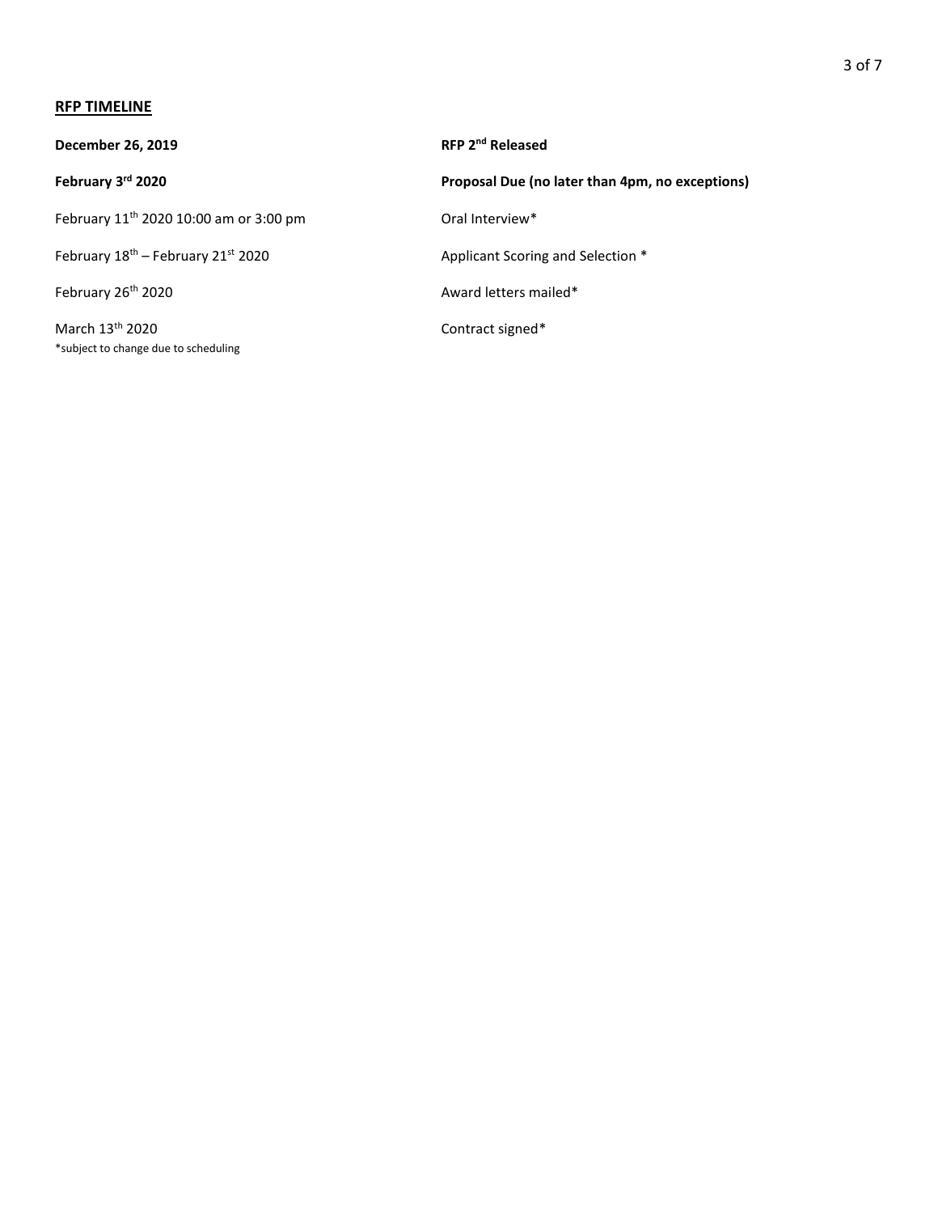**RFP TIMELINE**

| | |
|---|---|
| **December 26, 2019** | **RFP 2nd Released** |
| **February 3rd 2020** | **Proposal Due (no later than 4pm, no exceptions)** |
| February 11th 2020 10:00 am or 3:00 pm | Oral Interview* |
| February 18th – February 21st 2020 | Applicant Scoring and Selection * |
| February 26th 2020 | Award letters mailed* |
| March 13th 2020 | Contract signed* |

*subject to change due to scheduling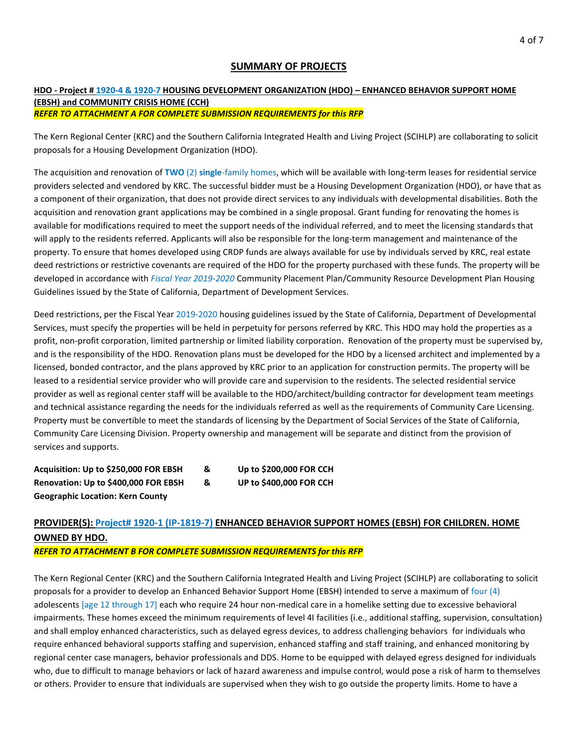## SUMMARY OF PROJECTS

**HDO - Project # 1920-4 & 1920-7 HOUSING DEVELOPMENT ORGANIZATION (HDO) – ENHANCED BEHAVIOR SUPPORT HOME (EBSH) and COMMUNITY CRISIS HOME (CCH)**
***REFER TO ATTACHMENT A FOR COMPLETE SUBMISSION REQUIREMENTS for this RFP***

The Kern Regional Center (KRC) and the Southern California Integrated Health and Living Project (SCIHLP) are collaborating to solicit proposals for a Housing Development Organization (HDO).

The acquisition and renovation of **TWO** (2) **single**-family homes, which will be available with long-term leases for residential service providers selected and vendored by KRC. The successful bidder must be a Housing Development Organization (HDO), or have that as a component of their organization, that does not provide direct services to any individuals with developmental disabilities. Both the acquisition and renovation grant applications may be combined in a single proposal. Grant funding for renovating the homes is available for modifications required to meet the support needs of the individual referred, and to meet the licensing standards that will apply to the residents referred. Applicants will also be responsible for the long-term management and maintenance of the property. To ensure that homes developed using CRDP funds are always available for use by individuals served by KRC, real estate deed restrictions or restrictive covenants are required of the HDO for the property purchased with these funds. The property will be developed in accordance with *Fiscal Year 2019-2020* Community Placement Plan/Community Resource Development Plan Housing Guidelines issued by the State of California, Department of Development Services.

Deed restrictions, per the Fiscal Year 2019-2020 housing guidelines issued by the State of California, Department of Developmental Services, must specify the properties will be held in perpetuity for persons referred by KRC. This HDO may hold the properties as a profit, non-profit corporation, limited partnership or limited liability corporation. Renovation of the property must be supervised by, and is the responsibility of the HDO. Renovation plans must be developed for the HDO by a licensed architect and implemented by a licensed, bonded contractor, and the plans approved by KRC prior to an application for construction permits. The property will be leased to a residential service provider who will provide care and supervision to the residents. The selected residential service provider as well as regional center staff will be available to the HDO/architect/building contractor for development team meetings and technical assistance regarding the needs for the individuals referred as well as the requirements of Community Care Licensing. Property must be convertible to meet the standards of licensing by the Department of Social Services of the State of California, Community Care Licensing Division. Property ownership and management will be separate and distinct from the provision of services and supports.

**Acquisition: Up to $250,000 FOR EBSH & Up to $200,000 FOR CCH**
**Renovation: Up to $400,000 FOR EBSH & UP to $400,000 FOR CCH**
**Geographic Location: Kern County**

**PROVIDER(S): Project# 1920-1 (IP-1819-7) ENHANCED BEHAVIOR SUPPORT HOMES (EBSH) FOR CHILDREN. HOME OWNED BY HDO.**
***REFER TO ATTACHMENT B FOR COMPLETE SUBMISSION REQUIREMENTS for this RFP***

The Kern Regional Center (KRC) and the Southern California Integrated Health and Living Project (SCIHLP) are collaborating to solicit proposals for a provider to develop an Enhanced Behavior Support Home (EBSH) intended to serve a maximum of four (4) adolescents [age 12 through 17] each who require 24 hour non-medical care in a homelike setting due to excessive behavioral impairments. These homes exceed the minimum requirements of level 4I facilities (i.e., additional staffing, supervision, consultation) and shall employ enhanced characteristics, such as delayed egress devices, to address challenging behaviors for individuals who require enhanced behavioral supports staffing and supervision, enhanced staffing and staff training, and enhanced monitoring by regional center case managers, behavior professionals and DDS. Home to be equipped with delayed egress designed for individuals who, due to difficult to manage behaviors or lack of hazard awareness and impulse control, would pose a risk of harm to themselves or others. Provider to ensure that individuals are supervised when they wish to go outside the property limits. Home to have a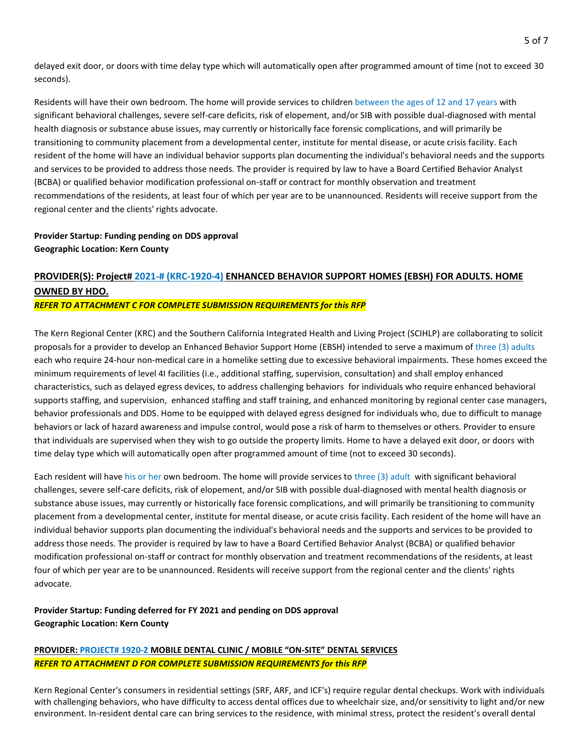delayed exit door, or doors with time delay type which will automatically open after programmed amount of time (not to exceed 30 seconds).

Residents will have their own bedroom. The home will provide services to children between the ages of 12 and 17 years with significant behavioral challenges, severe self-care deficits, risk of elopement, and/or SIB with possible dual-diagnosed with mental health diagnosis or substance abuse issues, may currently or historically face forensic complications, and will primarily be transitioning to community placement from a developmental center, institute for mental disease, or acute crisis facility. Each resident of the home will have an individual behavior supports plan documenting the individual's behavioral needs and the supports and services to be provided to address those needs. The provider is required by law to have a Board Certified Behavior Analyst (BCBA) or qualified behavior modification professional on-staff or contract for monthly observation and treatment recommendations of the residents, at least four of which per year are to be unannounced. Residents will receive support from the regional center and the clients' rights advocate.

**Provider Startup: Funding pending on DDS approval**
**Geographic Location: Kern County**

## PROVIDER(S): Project# 2021-# (KRC-1920-4) ENHANCED BEHAVIOR SUPPORT HOMES (EBSH) FOR ADULTS. HOME OWNED BY HDO.

***REFER TO ATTACHMENT C FOR COMPLETE SUBMISSION REQUIREMENTS for this RFP***

The Kern Regional Center (KRC) and the Southern California Integrated Health and Living Project (SCIHLP) are collaborating to solicit proposals for a provider to develop an Enhanced Behavior Support Home (EBSH) intended to serve a maximum of three (3) adults each who require 24-hour non-medical care in a homelike setting due to excessive behavioral impairments. These homes exceed the minimum requirements of level 4I facilities (i.e., additional staffing, supervision, consultation) and shall employ enhanced characteristics, such as delayed egress devices, to address challenging behaviors for individuals who require enhanced behavioral supports staffing, and supervision, enhanced staffing and staff training, and enhanced monitoring by regional center case managers, behavior professionals and DDS. Home to be equipped with delayed egress designed for individuals who, due to difficult to manage behaviors or lack of hazard awareness and impulse control, would pose a risk of harm to themselves or others. Provider to ensure that individuals are supervised when they wish to go outside the property limits. Home to have a delayed exit door, or doors with time delay type which will automatically open after programmed amount of time (not to exceed 30 seconds).

Each resident will have his or her own bedroom. The home will provide services to three (3) adult with significant behavioral challenges, severe self-care deficits, risk of elopement, and/or SIB with possible dual-diagnosed with mental health diagnosis or substance abuse issues, may currently or historically face forensic complications, and will primarily be transitioning to community placement from a developmental center, institute for mental disease, or acute crisis facility. Each resident of the home will have an individual behavior supports plan documenting the individual's behavioral needs and the supports and services to be provided to address those needs. The provider is required by law to have a Board Certified Behavior Analyst (BCBA) or qualified behavior modification professional on-staff or contract for monthly observation and treatment recommendations of the residents, at least four of which per year are to be unannounced. Residents will receive support from the regional center and the clients' rights advocate.

**Provider Startup: Funding deferred for FY 2021 and pending on DDS approval**
**Geographic Location: Kern County**

## PROVIDER: PROJECT# 1920-2 MOBILE DENTAL CLINIC / MOBILE "ON-SITE" DENTAL SERVICES

***REFER TO ATTACHMENT D FOR COMPLETE SUBMISSION REQUIREMENTS for this RFP***

Kern Regional Center's consumers in residential settings (SRF, ARF, and ICF's) require regular dental checkups. Work with individuals with challenging behaviors, who have difficulty to access dental offices due to wheelchair size, and/or sensitivity to light and/or new environment. In-resident dental care can bring services to the residence, with minimal stress, protect the resident's overall dental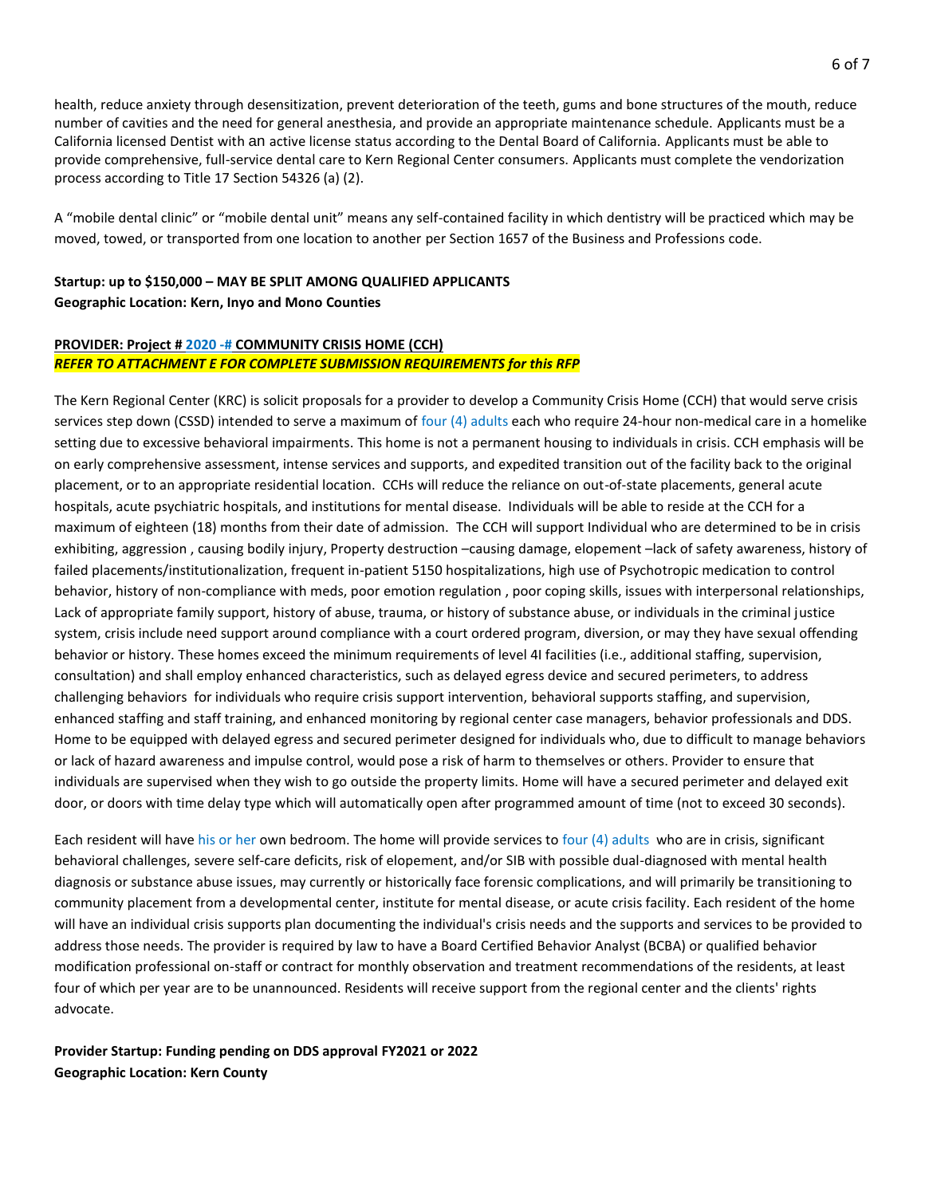health, reduce anxiety through desensitization, prevent deterioration of the teeth, gums and bone structures of the mouth, reduce number of cavities and the need for general anesthesia, and provide an appropriate maintenance schedule. Applicants must be a California licensed Dentist with an active license status according to the Dental Board of California. Applicants must be able to provide comprehensive, full-service dental care to Kern Regional Center consumers. Applicants must complete the vendorization process according to Title 17 Section 54326 (a) (2).

A "mobile dental clinic" or "mobile dental unit" means any self-contained facility in which dentistry will be practiced which may be moved, towed, or transported from one location to another per Section 1657 of the Business and Professions code.

**Startup: up to $150,000 – MAY BE SPLIT AMONG QUALIFIED APPLICANTS**
**Geographic Location: Kern, Inyo and Mono Counties**

**PROVIDER: Project # 2020 -# COMMUNITY CRISIS HOME (CCH)**
***REFER TO ATTACHMENT E FOR COMPLETE SUBMISSION REQUIREMENTS for this RFP***

The Kern Regional Center (KRC) is solicit proposals for a provider to develop a Community Crisis Home (CCH) that would serve crisis services step down (CSSD) intended to serve a maximum of four (4) adults each who require 24-hour non-medical care in a homelike setting due to excessive behavioral impairments. This home is not a permanent housing to individuals in crisis. CCH emphasis will be on early comprehensive assessment, intense services and supports, and expedited transition out of the facility back to the original placement, or to an appropriate residential location. CCHs will reduce the reliance on out-of-state placements, general acute hospitals, acute psychiatric hospitals, and institutions for mental disease. Individuals will be able to reside at the CCH for a maximum of eighteen (18) months from their date of admission. The CCH will support Individual who are determined to be in crisis exhibiting, aggression , causing bodily injury, Property destruction –causing damage, elopement –lack of safety awareness, history of failed placements/institutionalization, frequent in-patient 5150 hospitalizations, high use of Psychotropic medication to control behavior, history of non-compliance with meds, poor emotion regulation , poor coping skills, issues with interpersonal relationships, Lack of appropriate family support, history of abuse, trauma, or history of substance abuse, or individuals in the criminal justice system, crisis include need support around compliance with a court ordered program, diversion, or may they have sexual offending behavior or history. These homes exceed the minimum requirements of level 4I facilities (i.e., additional staffing, supervision, consultation) and shall employ enhanced characteristics, such as delayed egress device and secured perimeters, to address challenging behaviors for individuals who require crisis support intervention, behavioral supports staffing, and supervision, enhanced staffing and staff training, and enhanced monitoring by regional center case managers, behavior professionals and DDS. Home to be equipped with delayed egress and secured perimeter designed for individuals who, due to difficult to manage behaviors or lack of hazard awareness and impulse control, would pose a risk of harm to themselves or others. Provider to ensure that individuals are supervised when they wish to go outside the property limits. Home will have a secured perimeter and delayed exit door, or doors with time delay type which will automatically open after programmed amount of time (not to exceed 30 seconds).

Each resident will have his or her own bedroom. The home will provide services to four (4) adults who are in crisis, significant behavioral challenges, severe self-care deficits, risk of elopement, and/or SIB with possible dual-diagnosed with mental health diagnosis or substance abuse issues, may currently or historically face forensic complications, and will primarily be transitioning to community placement from a developmental center, institute for mental disease, or acute crisis facility. Each resident of the home will have an individual crisis supports plan documenting the individual's crisis needs and the supports and services to be provided to address those needs. The provider is required by law to have a Board Certified Behavior Analyst (BCBA) or qualified behavior modification professional on-staff or contract for monthly observation and treatment recommendations of the residents, at least four of which per year are to be unannounced. Residents will receive support from the regional center and the clients' rights advocate.

**Provider Startup: Funding pending on DDS approval FY2021 or 2022**
**Geographic Location: Kern County**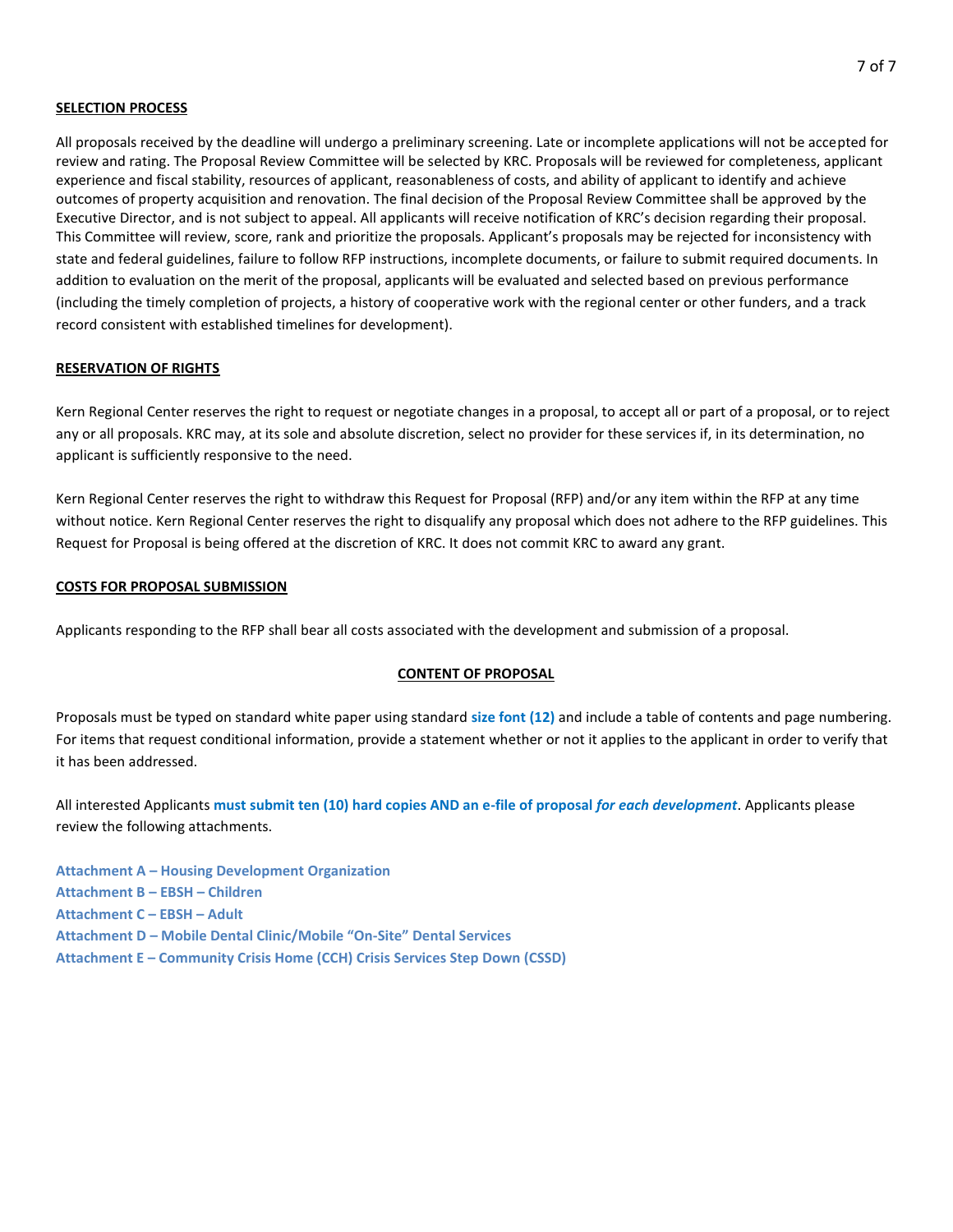**SELECTION PROCESS**

All proposals received by the deadline will undergo a preliminary screening. Late or incomplete applications will not be accepted for review and rating. The Proposal Review Committee will be selected by KRC. Proposals will be reviewed for completeness, applicant experience and fiscal stability, resources of applicant, reasonableness of costs, and ability of applicant to identify and achieve outcomes of property acquisition and renovation. The final decision of the Proposal Review Committee shall be approved by the Executive Director, and is not subject to appeal. All applicants will receive notification of KRC's decision regarding their proposal. This Committee will review, score, rank and prioritize the proposals. Applicant's proposals may be rejected for inconsistency with state and federal guidelines, failure to follow RFP instructions, incomplete documents, or failure to submit required documents. In addition to evaluation on the merit of the proposal, applicants will be evaluated and selected based on previous performance (including the timely completion of projects, a history of cooperative work with the regional center or other funders, and a track record consistent with established timelines for development).

**RESERVATION OF RIGHTS**

Kern Regional Center reserves the right to request or negotiate changes in a proposal, to accept all or part of a proposal, or to reject any or all proposals. KRC may, at its sole and absolute discretion, select no provider for these services if, in its determination, no applicant is sufficiently responsive to the need.

Kern Regional Center reserves the right to withdraw this Request for Proposal (RFP) and/or any item within the RFP at any time without notice. Kern Regional Center reserves the right to disqualify any proposal which does not adhere to the RFP guidelines. This Request for Proposal is being offered at the discretion of KRC. It does not commit KRC to award any grant.

**COSTS FOR PROPOSAL SUBMISSION**

Applicants responding to the RFP shall bear all costs associated with the development and submission of a proposal.

**CONTENT OF PROPOSAL**

Proposals must be typed on standard white paper using standard **size font (12)** and include a table of contents and page numbering. For items that request conditional information, provide a statement whether or not it applies to the applicant in order to verify that it has been addressed.

All interested Applicants **must submit ten (10) hard copies AND an e-file of proposal *for each development***. Applicants please review the following attachments.

**Attachment A – Housing Development Organization**
**Attachment B – EBSH – Children**
**Attachment C – EBSH – Adult**
**Attachment D – Mobile Dental Clinic/Mobile "On-Site" Dental Services**
**Attachment E – Community Crisis Home (CCH) Crisis Services Step Down (CSSD)**